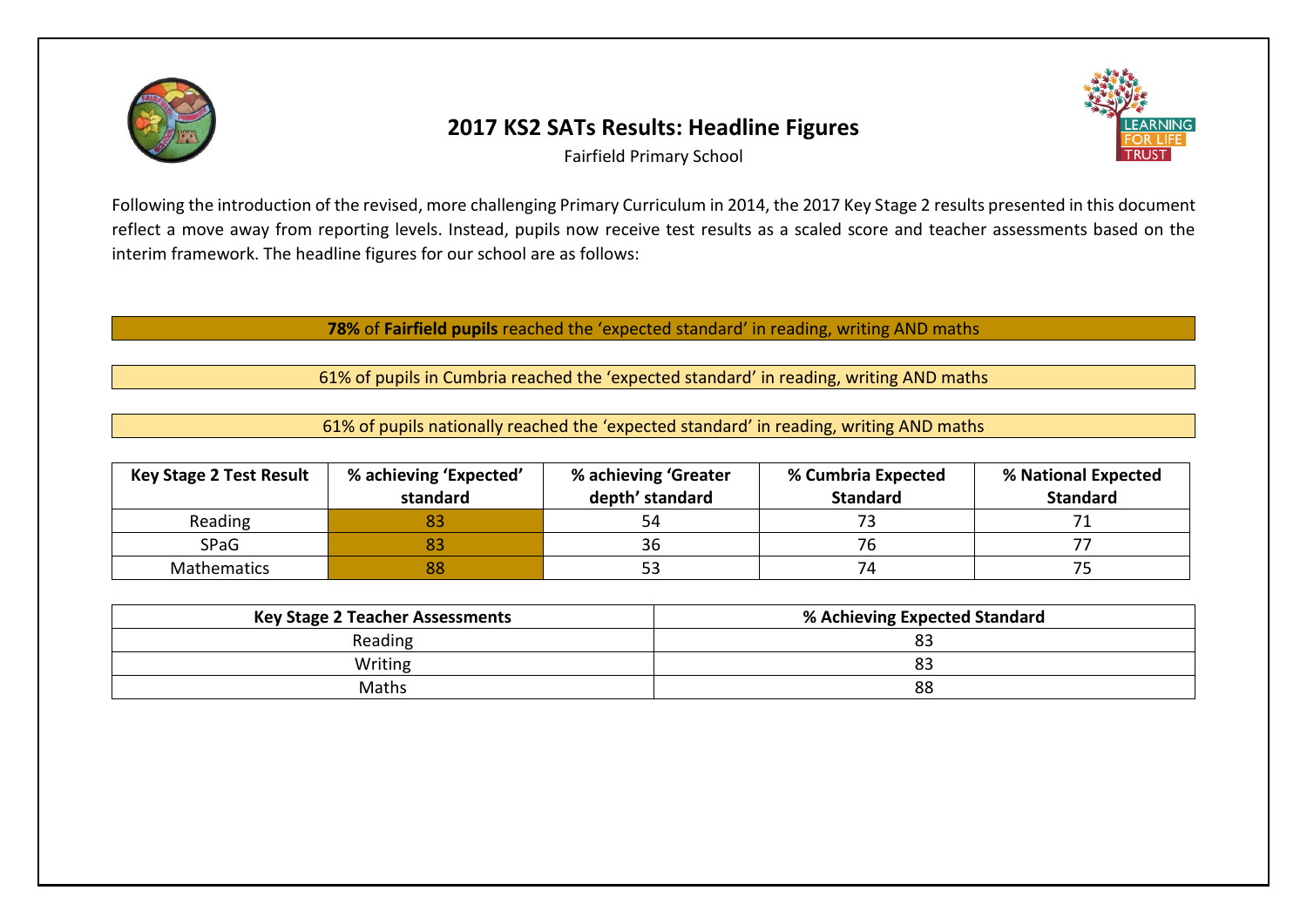# 2017 KS2 SATs Results: Headline Figures

Fairfield Primary School

Following the introduction of the revised, more challenging Primary Curriculum in 2014, the 2017 Key Stage 2 results presented in this document reflect a move away from reporting levels. Instead, pupils now receive test results as a scaled score and teacher assessments based on the interim framework. The headline figures for our school are as follows:

**78%** of **Fairfield pupils** reached the 'expected standard' in reading, writing AND maths

61% of pupils in Cumbria reached the 'expected standard' in reading, writing AND maths

61% of pupils nationally reached the 'expected standard' in reading, writing AND maths

| Key Stage 2 Test Result | % achieving 'Expected' standard | % achieving 'Greater depth' standard | % Cumbria Expected Standard | % National Expected Standard |
|---|---|---|---|---|
| Reading | 83 | 54 | 73 | 71 |
| SPaG | 83 | 36 | 76 | 77 |
| Mathematics | 88 | 53 | 74 | 75 |

| Key Stage 2 Teacher Assessments | % Achieving Expected Standard |
|---|---|
| Reading | 83 |
| Writing | 83 |
| Maths | 88 |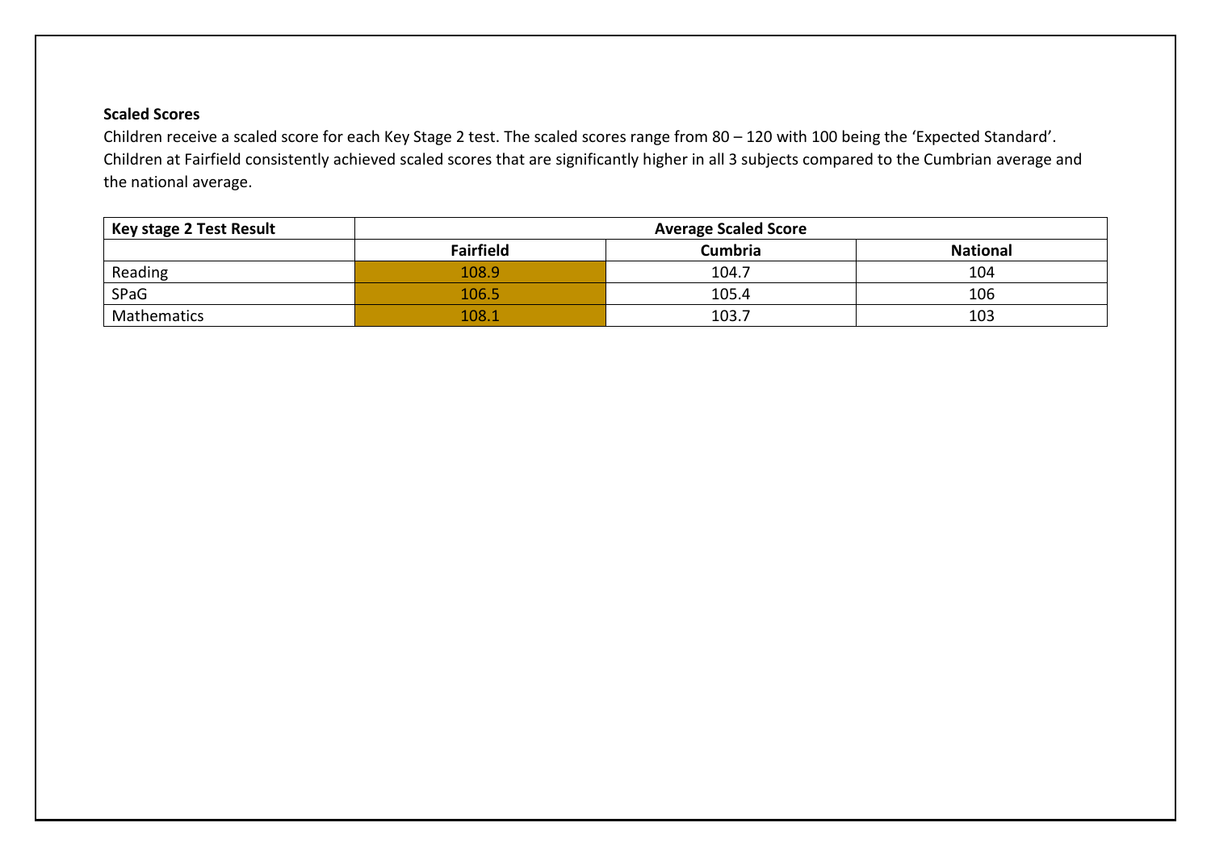**Scaled Scores**

Children receive a scaled score for each Key Stage 2 test. The scaled scores range from 80 – 120 with 100 being the 'Expected Standard'. Children at Fairfield consistently achieved scaled scores that are significantly higher in all 3 subjects compared to the Cumbrian average and the national average.

| Key stage 2 Test Result | Average Scaled Score | | |
|---|---|---|---|
| | **Fairfield** | **Cumbria** | **National** |
| Reading | 108.9 | 104.7 | 104 |
| SPaG | 106.5 | 105.4 | 106 |
| Mathematics | 108.1 | 103.7 | 103 |